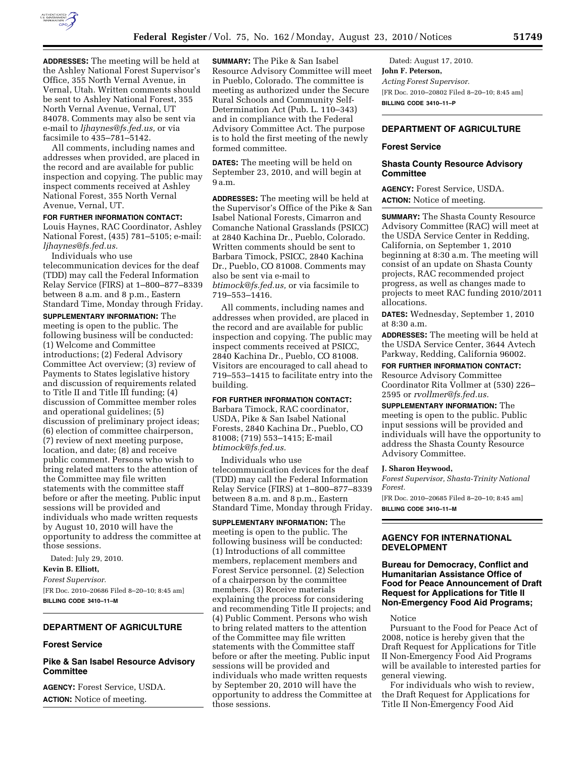**ADDRESSES:** The meeting will be held at the Ashley National Forest Supervisor's Office, 355 North Vernal Avenue, in Vernal, Utah. Written comments should be sent to Ashley National Forest, 355 North Vernal Avenue, Vernal, UT 84078. Comments may also be sent via e-mail to *ljhaynes@fs.fed.us,* or via facsimile to 435–781–5142.

All comments, including names and addresses when provided, are placed in the record and are available for public inspection and copying. The public may inspect comments received at Ashley National Forest, 355 North Vernal Avenue, Vernal, UT.

**FOR FURTHER INFORMATION CONTACT:** Louis Haynes, RAC Coordinator, Ashley National Forest, (435) 781–5105; e-mail: *ljhaynes@fs.fed.us.*

Individuals who use telecommunication devices for the deaf (TDD) may call the Federal Information Relay Service (FIRS) at 1–800–877–8339 between 8 a.m. and 8 p.m., Eastern Standard Time, Monday through Friday.

**SUPPLEMENTARY INFORMATION:** The meeting is open to the public. The following business will be conducted: (1) Welcome and Committee introductions; (2) Federal Advisory Committee Act overview; (3) review of Payments to States legislative history and discussion of requirements related to Title II and Title III funding; (4) discussion of Committee member roles and operational guidelines; (5) discussion of preliminary project ideas; (6) election of committee chairperson, (7) review of next meeting purpose, location, and date; (8) and receive public comment. Persons who wish to bring related matters to the attention of the Committee may file written statements with the committee staff before or after the meeting. Public input sessions will be provided and individuals who made written requests by August 10, 2010 will have the opportunity to address the committee at those sessions.

Dated: July 29, 2010.

**Kevin B. Elliott,**

*Forest Supervisor.*

[FR Doc. 2010–20686 Filed 8–20–10; 8:45 am]

**BILLING CODE 3410–11–M**

## DEPARTMENT OF AGRICULTURE

### Forest Service

### Pike & San Isabel Resource Advisory Committee

**AGENCY:** Forest Service, USDA.

**ACTION:** Notice of meeting.

**SUMMARY:** The Pike & San Isabel Resource Advisory Committee will meet in Pueblo, Colorado. The committee is meeting as authorized under the Secure Rural Schools and Community Self-Determination Act (Pub. L. 110–343) and in compliance with the Federal Advisory Committee Act. The purpose is to hold the first meeting of the newly formed committee.

**DATES:** The meeting will be held on September 23, 2010, and will begin at 9 a.m.

**ADDRESSES:** The meeting will be held at the Supervisor's Office of the Pike & San Isabel National Forests, Cimarron and Comanche National Grasslands (PSICC) at 2840 Kachina Dr., Pueblo, Colorado. Written comments should be sent to Barbara Timock, PSICC, 2840 Kachina Dr., Pueblo, CO 81008. Comments may also be sent via e-mail to *btimock@fs.fed.us,* or via facsimile to 719–553–1416.

All comments, including names and addresses when provided, are placed in the record and are available for public inspection and copying. The public may inspect comments received at PSICC, 2840 Kachina Dr., Pueblo, CO 81008. Visitors are encouraged to call ahead to 719–553–1415 to facilitate entry into the building.

**FOR FURTHER INFORMATION CONTACT:** Barbara Timock, RAC coordinator, USDA, Pike & San Isabel National Forests, 2840 Kachina Dr., Pueblo, CO 81008; (719) 553–1415; E-mail *btimock@fs.fed.us.*

Individuals who use telecommunication devices for the deaf (TDD) may call the Federal Information Relay Service (FIRS) at 1–800–877–8339 between 8 a.m. and 8 p.m., Eastern Standard Time, Monday through Friday.

**SUPPLEMENTARY INFORMATION:** The meeting is open to the public. The following business will be conducted: (1) Introductions of all committee members, replacement members and Forest Service personnel. (2) Selection of a chairperson by the committee members. (3) Receive materials explaining the process for considering and recommending Title II projects; and (4) Public Comment. Persons who wish to bring related matters to the attention of the Committee may file written statements with the Committee staff before or after the meeting. Public input sessions will be provided and individuals who made written requests by September 20, 2010 will have the opportunity to address the Committee at those sessions.

Dated: August 17, 2010.

**John F. Peterson,**

*Acting Forest Supervisor.*

[FR Doc. 2010–20802 Filed 8–20–10; 8:45 am]

**BILLING CODE 3410–11–P**

## DEPARTMENT OF AGRICULTURE

### Forest Service

### Shasta County Resource Advisory Committee

**AGENCY:** Forest Service, USDA.

**ACTION:** Notice of meeting.

**SUMMARY:** The Shasta County Resource Advisory Committee (RAC) will meet at the USDA Service Center in Redding, California, on September 1, 2010 beginning at 8:30 a.m. The meeting will consist of an update on Shasta County projects, RAC recommended project progress, as well as changes made to projects to meet RAC funding 2010/2011 allocations.

**DATES:** Wednesday, September 1, 2010 at 8:30 a.m.

**ADDRESSES:** The meeting will be held at the USDA Service Center, 3644 Avtech Parkway, Redding, California 96002.

**FOR FURTHER INFORMATION CONTACT:** Resource Advisory Committee Coordinator Rita Vollmer at (530) 226–2595 or *rvollmer@fs.fed.us.*

**SUPPLEMENTARY INFORMATION:** The meeting is open to the public. Public input sessions will be provided and individuals will have the opportunity to address the Shasta County Resource Advisory Committee.

**J. Sharon Heywood,**

*Forest Supervisor, Shasta-Trinity National Forest.*

[FR Doc. 2010–20685 Filed 8–20–10; 8:45 am]

**BILLING CODE 3410–11–M**

## AGENCY FOR INTERNATIONAL DEVELOPMENT

### Bureau for Democracy, Conflict and Humanitarian Assistance Office of Food for Peace Announcement of Draft Request for Applications for Title II Non-Emergency Food Aid Programs;

Notice

Pursuant to the Food for Peace Act of 2008, notice is hereby given that the Draft Request for Applications for Title II Non-Emergency Food Aid Programs will be available to interested parties for general viewing.

For individuals who wish to review, the Draft Request for Applications for Title II Non-Emergency Food Aid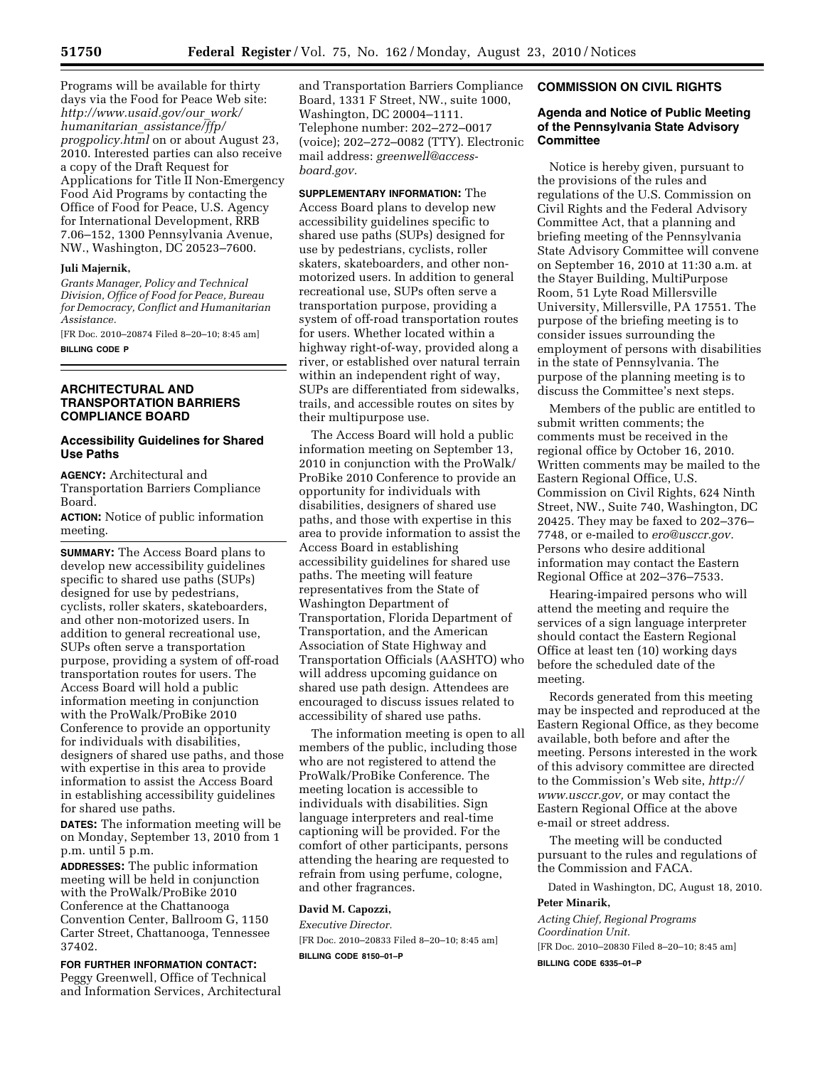Programs will be available for thirty days via the Food for Peace Web site: *http://www.usaid.gov/our_work/humanitarian_assistance/ffp/progpolicy.html* on or about August 23, 2010. Interested parties can also receive a copy of the Draft Request for Applications for Title II Non-Emergency Food Aid Programs by contacting the Office of Food for Peace, U.S. Agency for International Development, RRB 7.06–152, 1300 Pennsylvania Avenue, NW., Washington, DC 20523–7600.

**Juli Majernik,**

*Grants Manager, Policy and Technical Division, Office of Food for Peace, Bureau for Democracy, Conflict and Humanitarian Assistance.*

[FR Doc. 2010–20874 Filed 8–20–10; 8:45 am]

**BILLING CODE P**

---

## ARCHITECTURAL AND TRANSPORTATION BARRIERS COMPLIANCE BOARD

### Accessibility Guidelines for Shared Use Paths

**AGENCY:** Architectural and Transportation Barriers Compliance Board.

**ACTION:** Notice of public information meeting.

**SUMMARY:** The Access Board plans to develop new accessibility guidelines specific to shared use paths (SUPs) designed for use by pedestrians, cyclists, roller skaters, skateboarders, and other non-motorized users. In addition to general recreational use, SUPs often serve a transportation purpose, providing a system of off-road transportation routes for users. The Access Board will hold a public information meeting in conjunction with the ProWalk/ProBike 2010 Conference to provide an opportunity for individuals with disabilities, designers of shared use paths, and those with expertise in this area to provide information to assist the Access Board in establishing accessibility guidelines for shared use paths.

**DATES:** The information meeting will be on Monday, September 13, 2010 from 1 p.m. until 5 p.m.

**ADDRESSES:** The public information meeting will be held in conjunction with the ProWalk/ProBike 2010 Conference at the Chattanooga Convention Center, Ballroom G, 1150 Carter Street, Chattanooga, Tennessee 37402.

**FOR FURTHER INFORMATION CONTACT:** Peggy Greenwell, Office of Technical and Information Services, Architectural and Transportation Barriers Compliance Board, 1331 F Street, NW., suite 1000, Washington, DC 20004–1111. Telephone number: 202–272–0017 (voice); 202–272–0082 (TTY). Electronic mail address: *greenwell@access-board.gov.*

**SUPPLEMENTARY INFORMATION:** The Access Board plans to develop new accessibility guidelines specific to shared use paths (SUPs) designed for use by pedestrians, cyclists, roller skaters, skateboarders, and other non-motorized users. In addition to general recreational use, SUPs often serve a transportation purpose, providing a system of off-road transportation routes for users. Whether located within a highway right-of-way, provided along a river, or established over natural terrain within an independent right of way, SUPs are differentiated from sidewalks, trails, and accessible routes on sites by their multipurpose use.

The Access Board will hold a public information meeting on September 13, 2010 in conjunction with the ProWalk/ProBike 2010 Conference to provide an opportunity for individuals with disabilities, designers of shared use paths, and those with expertise in this area to provide information to assist the Access Board in establishing accessibility guidelines for shared use paths. The meeting will feature representatives from the State of Washington Department of Transportation, Florida Department of Transportation, and the American Association of State Highway and Transportation Officials (AASHTO) who will address upcoming guidance on shared use path design. Attendees are encouraged to discuss issues related to accessibility of shared use paths.

The information meeting is open to all members of the public, including those who are not registered to attend the ProWalk/ProBike Conference. The meeting location is accessible to individuals with disabilities. Sign language interpreters and real-time captioning will be provided. For the comfort of other participants, persons attending the hearing are requested to refrain from using perfume, cologne, and other fragrances.

**David M. Capozzi,**

*Executive Director.*

[FR Doc. 2010–20833 Filed 8–20–10; 8:45 am]

**BILLING CODE 8150–01–P**

---

## COMMISSION ON CIVIL RIGHTS

### Agenda and Notice of Public Meeting of the Pennsylvania State Advisory Committee

Notice is hereby given, pursuant to the provisions of the rules and regulations of the U.S. Commission on Civil Rights and the Federal Advisory Committee Act, that a planning and briefing meeting of the Pennsylvania State Advisory Committee will convene on September 16, 2010 at 11:30 a.m. at the Stayer Building, MultiPurpose Room, 51 Lyte Road Millersville University, Millersville, PA 17551. The purpose of the briefing meeting is to consider issues surrounding the employment of persons with disabilities in the state of Pennsylvania. The purpose of the planning meeting is to discuss the Committee's next steps.

Members of the public are entitled to submit written comments; the comments must be received in the regional office by October 16, 2010. Written comments may be mailed to the Eastern Regional Office, U.S. Commission on Civil Rights, 624 Ninth Street, NW., Suite 740, Washington, DC 20425. They may be faxed to 202–376–7748, or e-mailed to *ero@usccr.gov.* Persons who desire additional information may contact the Eastern Regional Office at 202–376–7533.

Hearing-impaired persons who will attend the meeting and require the services of a sign language interpreter should contact the Eastern Regional Office at least ten (10) working days before the scheduled date of the meeting.

Records generated from this meeting may be inspected and reproduced at the Eastern Regional Office, as they become available, both before and after the meeting. Persons interested in the work of this advisory committee are directed to the Commission's Web site, *http://www.usccr.gov,* or may contact the Eastern Regional Office at the above e-mail or street address.

The meeting will be conducted pursuant to the rules and regulations of the Commission and FACA.

Dated in Washington, DC, August 18, 2010.

**Peter Minarik,**

*Acting Chief, Regional Programs Coordination Unit.*

[FR Doc. 2010–20830 Filed 8–20–10; 8:45 am]

**BILLING CODE 6335–01–P**